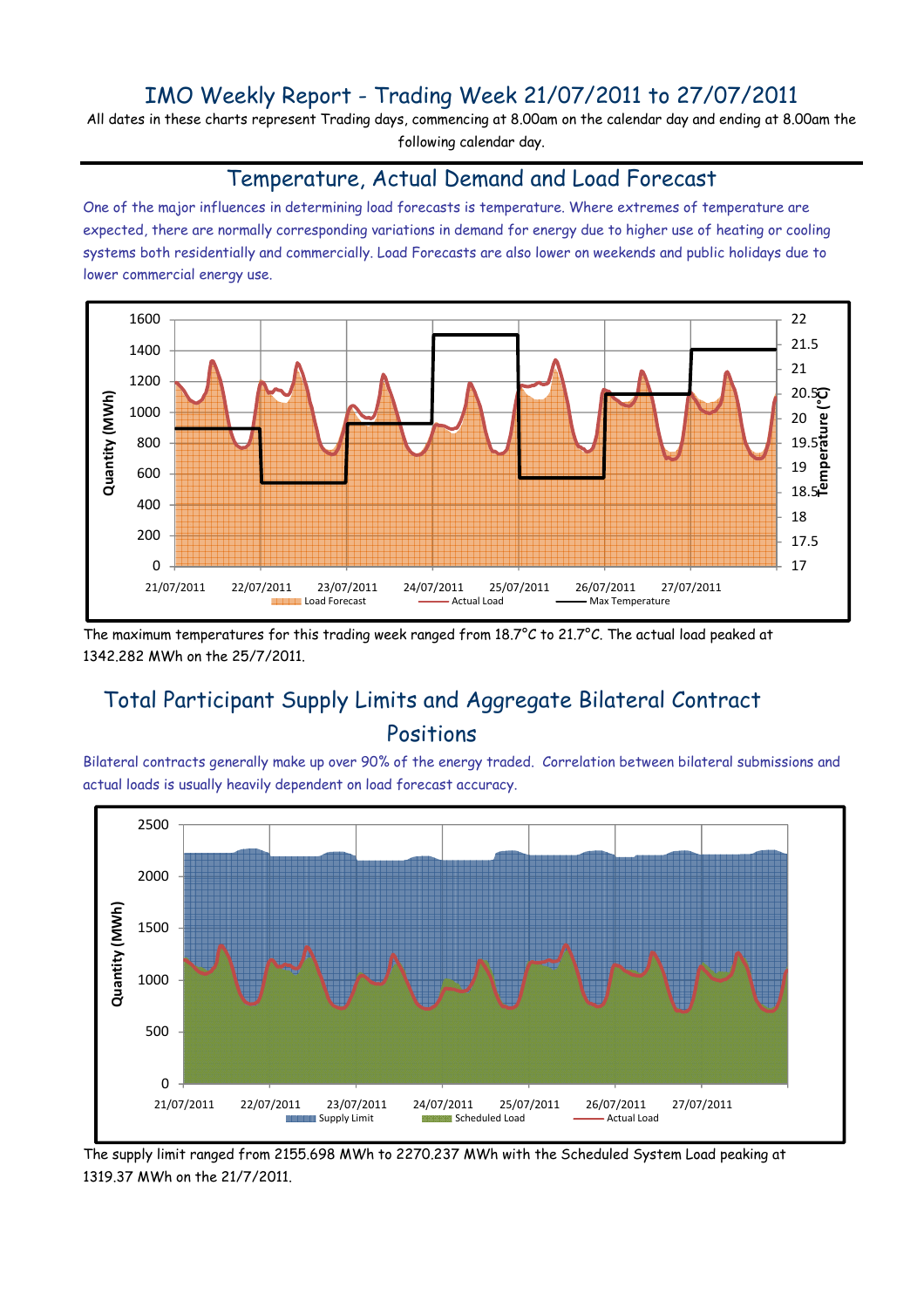# IMO Weekly Report - Trading Week 21/07/2011 to 27/07/2011

All dates in these charts represent Trading days, commencing at 8.00am on the calendar day and ending at 8.00am the following calendar day.

## Temperature, Actual Demand and Load Forecast

One of the major influences in determining load forecasts is temperature. Where extremes of temperature are expected, there are normally corresponding variations in demand for energy due to higher use of heating or cooling systems both residentially and commercially. Load Forecasts are also lower on weekends and public holidays due to lower commercial energy use.

The maximum temperatures for this trading week ranged from 18.7°C to 21.7°C. The actual load peaked at 1342.282 MWh on the 25/7/2011.

## Total Participant Supply Limits and Aggregate Bilateral Contract Positions

Bilateral contracts generally make up over 90% of the energy traded. Correlation between bilateral submissions and actual loads is usually heavily dependent on load forecast accuracy.

The supply limit ranged from 2155.698 MWh to 2270.237 MWh with the Scheduled System Load peaking at 1319.37 MWh on the 21/7/2011.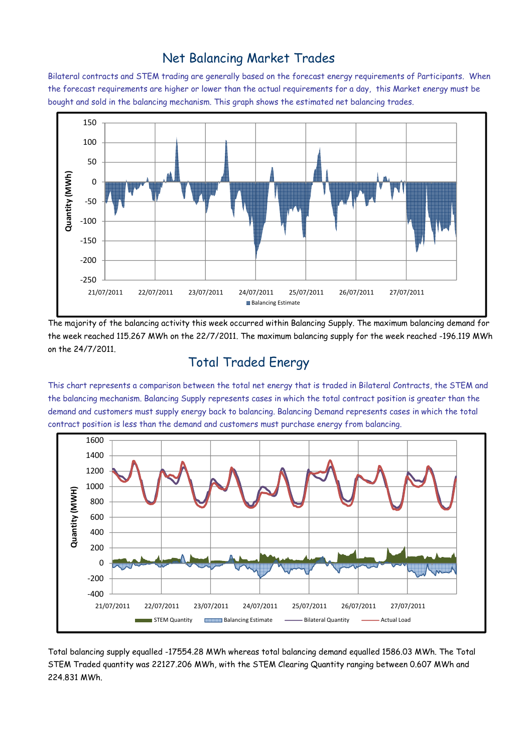## Net Balancing Market Trades

Bilateral contracts and STEM trading are generally based on the forecast energy requirements of Participants. When the forecast requirements are higher or lower than the actual requirements for a day, this Market energy must be bought and sold in the balancing mechanism. This graph shows the estimated net balancing trades.

The majority of the balancing activity this week occurred within Balancing Supply. The maximum balancing demand for the week reached 115.267 MWh on the 22/7/2011. The maximum balancing supply for the week reached -196.119 MWh on the 24/7/2011.

## Total Traded Energy

This chart represents a comparison between the total net energy that is traded in Bilateral Contracts, the STEM and the balancing mechanism. Balancing Supply represents cases in which the total contract position is greater than the demand and customers must supply energy back to balancing. Balancing Demand represents cases in which the total contract position is less than the demand and customers must purchase energy from balancing.

Total balancing supply equalled -17554.28 MWh whereas total balancing demand equalled 1586.03 MWh. The Total STEM Traded quantity was 22127.206 MWh, with the STEM Clearing Quantity ranging between 0.607 MWh and 224.831 MWh.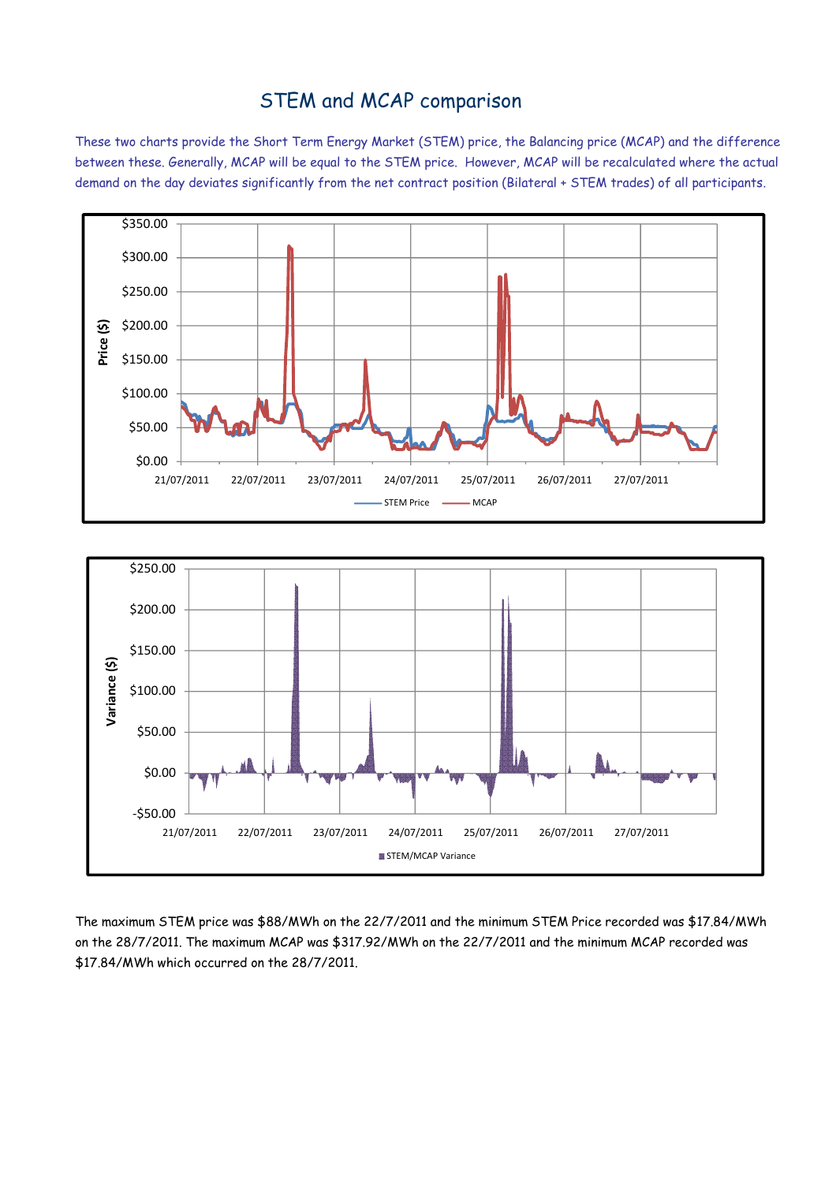# STEM and MCAP comparison

These two charts provide the Short Term Energy Market (STEM) price, the Balancing price (MCAP) and the difference between these. Generally, MCAP will be equal to the STEM price. However, MCAP will be recalculated where the actual demand on the day deviates significantly from the net contract position (Bilateral + STEM trades) of all participants.

Price ($)

$350.00
$300.00
$250.00
$200.00
$150.00
$100.00
$50.00
$0.00

21/07/2011 22/07/2011 23/07/2011 24/07/2011 25/07/2011 26/07/2011 27/07/2011

STEM Price MCAP

Variance ($)

$250.00
$200.00
$150.00
$100.00
$50.00
$0.00
-$50.00

21/07/2011 22/07/2011 23/07/2011 24/07/2011 25/07/2011 26/07/2011 27/07/2011

STEM/MCAP Variance

The maximum STEM price was $88/MWh on the 22/7/2011 and the minimum STEM Price recorded was $17.84/MWh on the 28/7/2011. The maximum MCAP was $317.92/MWh on the 22/7/2011 and the minimum MCAP recorded was $17.84/MWh which occurred on the 28/7/2011.